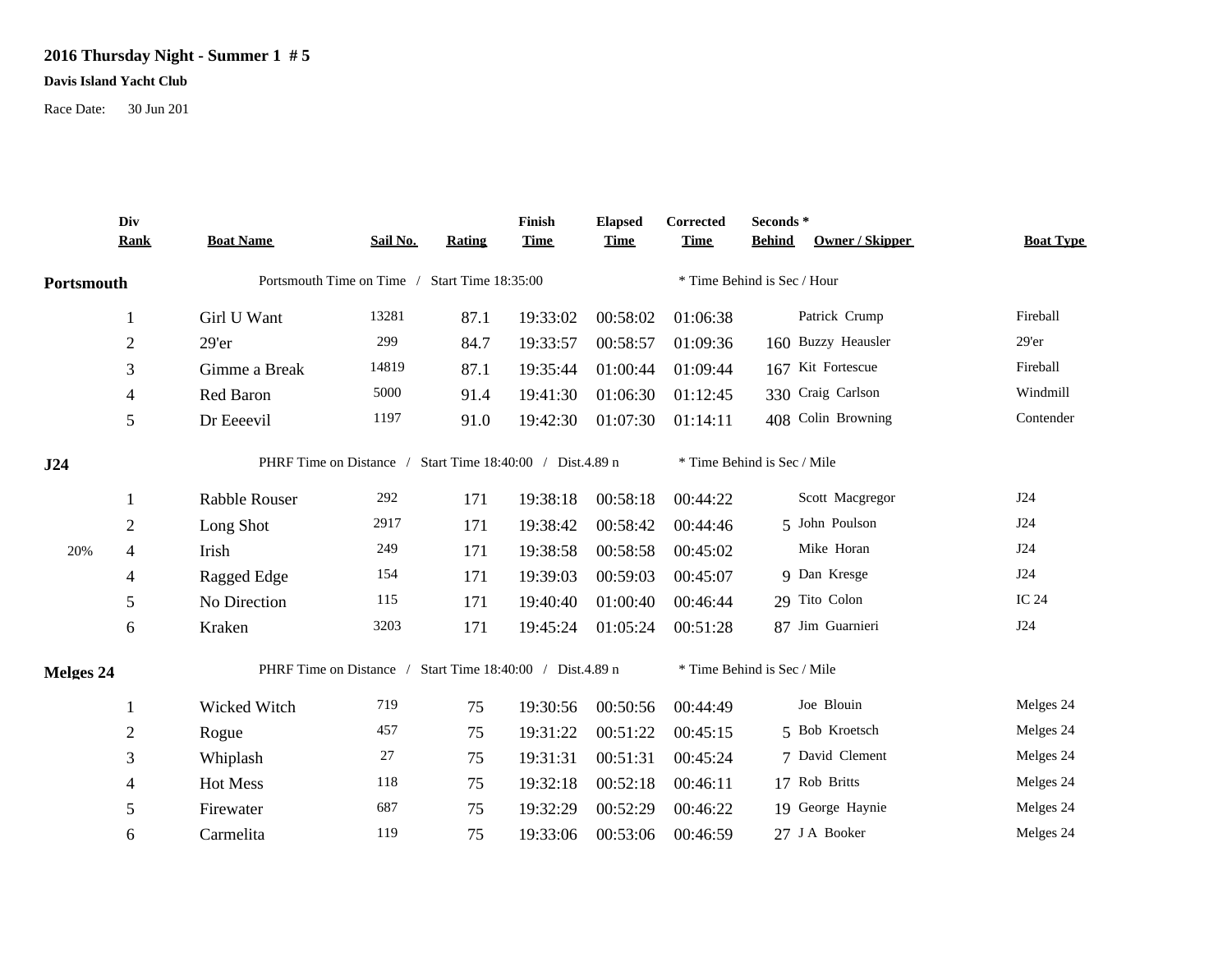# 2016 Thursday Night - Summer 1 # 5

**Davis Island Yacht Club**

Race Date: 30 Jun 201

| | Div Rank | Boat Name | Sail No. | Rating | Finish Time | Elapsed Time | Corrected Time | Seconds * Behind | Owner / Skipper | Boat Type |
|---|---|---|---|---|---|---|---|---|---|---|
| **Portsmouth** | | Portsmouth Time on Time / Start Time 18:35:00 | | | | | * Time Behind is Sec / Hour | | | |
| | 1 | Girl U Want | 13281 | 87.1 | 19:33:02 | 00:58:02 | 01:06:38 | | Patrick Crump | Fireball |
| | 2 | 29'er | 299 | 84.7 | 19:33:57 | 00:58:57 | 01:09:36 | 160 | Buzzy Heausler | 29'er |
| | 3 | Gimme a Break | 14819 | 87.1 | 19:35:44 | 01:00:44 | 01:09:44 | 167 | Kit Fortescue | Fireball |
| | 4 | Red Baron | 5000 | 91.4 | 19:41:30 | 01:06:30 | 01:12:45 | 330 | Craig Carlson | Windmill |
| | 5 | Dr Eeeevil | 1197 | 91.0 | 19:42:30 | 01:07:30 | 01:14:11 | 408 | Colin Browning | Contender |
| **J24** | | PHRF Time on Distance / Start Time 18:40:00 / Dist.4.89 n | | | | | * Time Behind is Sec / Mile | | | |
| | 1 | Rabble Rouser | 292 | 171 | 19:38:18 | 00:58:18 | 00:44:22 | | Scott Macgregor | J24 |
| | 2 | Long Shot | 2917 | 171 | 19:38:42 | 00:58:42 | 00:44:46 | 5 | John Poulson | J24 |
| 20% | 4 | Irish | 249 | 171 | 19:38:58 | 00:58:58 | 00:45:02 | | Mike Horan | J24 |
| | 4 | Ragged Edge | 154 | 171 | 19:39:03 | 00:59:03 | 00:45:07 | 9 | Dan Kresge | J24 |
| | 5 | No Direction | 115 | 171 | 19:40:40 | 01:00:40 | 00:46:44 | 29 | Tito Colon | IC 24 |
| | 6 | Kraken | 3203 | 171 | 19:45:24 | 01:05:24 | 00:51:28 | 87 | Jim Guarnieri | J24 |
| **Melges 24** | | PHRF Time on Distance / Start Time 18:40:00 / Dist.4.89 n | | | | | * Time Behind is Sec / Mile | | | |
| | 1 | Wicked Witch | 719 | 75 | 19:30:56 | 00:50:56 | 00:44:49 | | Joe Blouin | Melges 24 |
| | 2 | Rogue | 457 | 75 | 19:31:22 | 00:51:22 | 00:45:15 | 5 | Bob Kroetsch | Melges 24 |
| | 3 | Whiplash | 27 | 75 | 19:31:31 | 00:51:31 | 00:45:24 | 7 | David Clement | Melges 24 |
| | 4 | Hot Mess | 118 | 75 | 19:32:18 | 00:52:18 | 00:46:11 | 17 | Rob Britts | Melges 24 |
| | 5 | Firewater | 687 | 75 | 19:32:29 | 00:52:29 | 00:46:22 | 19 | George Haynie | Melges 24 |
| | 6 | Carmelita | 119 | 75 | 19:33:06 | 00:53:06 | 00:46:59 | 27 | J A Booker | Melges 24 |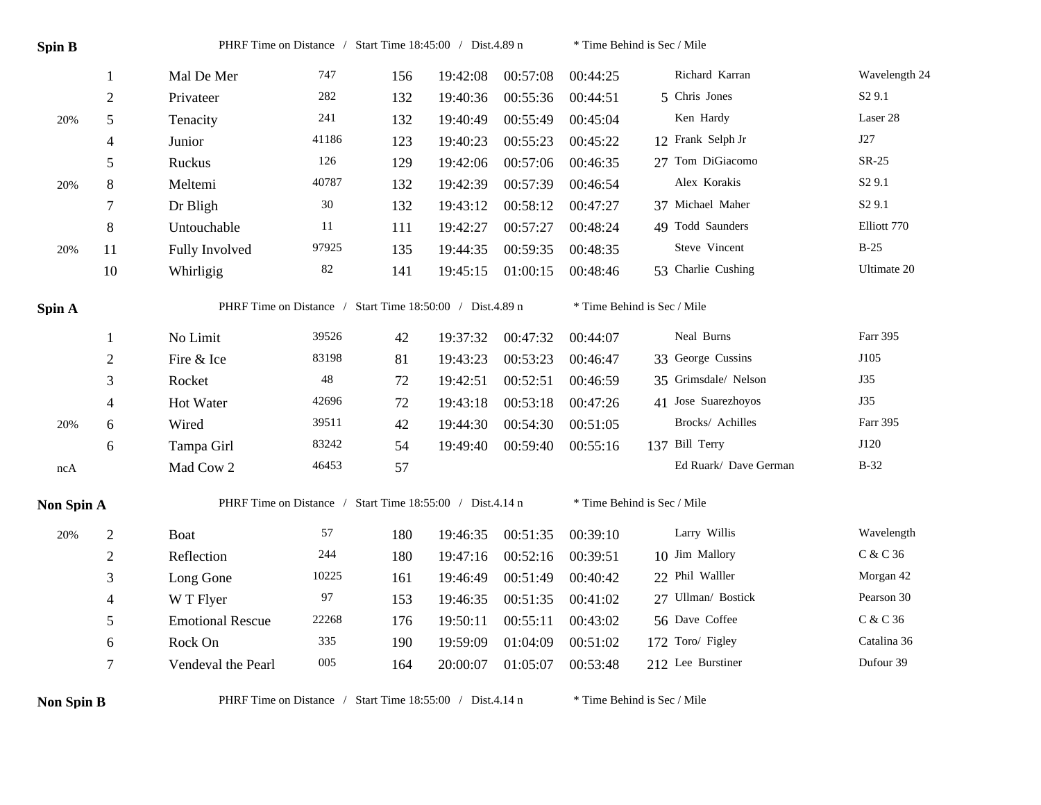**Spin B** PHRF Time on Distance / Start Time 18:45:00 / Dist.4.89 n * Time Behind is Sec / Mile

| | | | | | | | | | | |
|---|---|---|---|---|---|---|---|---|---|---|
| | 1 | Mal De Mer | 747 | 156 | 19:42:08 | 00:57:08 | 00:44:25 | | Richard Karran | Wavelength 24 |
| | 2 | Privateer | 282 | 132 | 19:40:36 | 00:55:36 | 00:44:51 | 5 | Chris Jones | S2 9.1 |
| 20% | 5 | Tenacity | 241 | 132 | 19:40:49 | 00:55:49 | 00:45:04 | | Ken Hardy | Laser 28 |
| | 4 | Junior | 41186 | 123 | 19:40:23 | 00:55:23 | 00:45:22 | 12 | Frank Selph Jr | J27 |
| | 5 | Ruckus | 126 | 129 | 19:42:06 | 00:57:06 | 00:46:35 | 27 | Tom DiGiacomo | SR-25 |
| 20% | 8 | Meltemi | 40787 | 132 | 19:42:39 | 00:57:39 | 00:46:54 | | Alex Korakis | S2 9.1 |
| | 7 | Dr Bligh | 30 | 132 | 19:43:12 | 00:58:12 | 00:47:27 | 37 | Michael Maher | S2 9.1 |
| | 8 | Untouchable | 11 | 111 | 19:42:27 | 00:57:27 | 00:48:24 | 49 | Todd Saunders | Elliott 770 |
| 20% | 11 | Fully Involved | 97925 | 135 | 19:44:35 | 00:59:35 | 00:48:35 | | Steve Vincent | B-25 |
| | 10 | Whirligig | 82 | 141 | 19:45:15 | 01:00:15 | 00:48:46 | 53 | Charlie Cushing | Ultimate 20 |

**Spin A** PHRF Time on Distance / Start Time 18:50:00 / Dist.4.89 n * Time Behind is Sec / Mile

| | | | | | | | | | | |
|---|---|---|---|---|---|---|---|---|---|---|
| | 1 | No Limit | 39526 | 42 | 19:37:32 | 00:47:32 | 00:44:07 | | Neal Burns | Farr 395 |
| | 2 | Fire & Ice | 83198 | 81 | 19:43:23 | 00:53:23 | 00:46:47 | 33 | George Cussins | J105 |
| | 3 | Rocket | 48 | 72 | 19:42:51 | 00:52:51 | 00:46:59 | 35 | Grimsdale/ Nelson | J35 |
| | 4 | Hot Water | 42696 | 72 | 19:43:18 | 00:53:18 | 00:47:26 | 41 | Jose Suarezhoyos | J35 |
| 20% | 6 | Wired | 39511 | 42 | 19:44:30 | 00:54:30 | 00:51:05 | | Brocks/ Achilles | Farr 395 |
| | 6 | Tampa Girl | 83242 | 54 | 19:49:40 | 00:59:40 | 00:55:16 | 137 | Bill Terry | J120 |
| ncA | | Mad Cow 2 | 46453 | 57 | | | | | Ed Ruark/ Dave German | B-32 |

**Non Spin A** PHRF Time on Distance / Start Time 18:55:00 / Dist.4.14 n * Time Behind is Sec / Mile

| | | | | | | | | | | |
|---|---|---|---|---|---|---|---|---|---|---|
| 20% | 2 | Boat | 57 | 180 | 19:46:35 | 00:51:35 | 00:39:10 | | Larry Willis | Wavelength |
| | 2 | Reflection | 244 | 180 | 19:47:16 | 00:52:16 | 00:39:51 | 10 | Jim Mallory | C & C 36 |
| | 3 | Long Gone | 10225 | 161 | 19:46:49 | 00:51:49 | 00:40:42 | 22 | Phil Walller | Morgan 42 |
| | 4 | W T Flyer | 97 | 153 | 19:46:35 | 00:51:35 | 00:41:02 | 27 | Ullman/ Bostick | Pearson 30 |
| | 5 | Emotional Rescue | 22268 | 176 | 19:50:11 | 00:55:11 | 00:43:02 | 56 | Dave Coffee | C & C 36 |
| | 6 | Rock On | 335 | 190 | 19:59:09 | 01:04:09 | 00:51:02 | 172 | Toro/ Figley | Catalina 36 |
| | 7 | Vendeval the Pearl | 005 | 164 | 20:00:07 | 01:05:07 | 00:53:48 | 212 | Lee Burstiner | Dufour 39 |

**Non Spin B** PHRF Time on Distance / Start Time 18:55:00 / Dist.4.14 n * Time Behind is Sec / Mile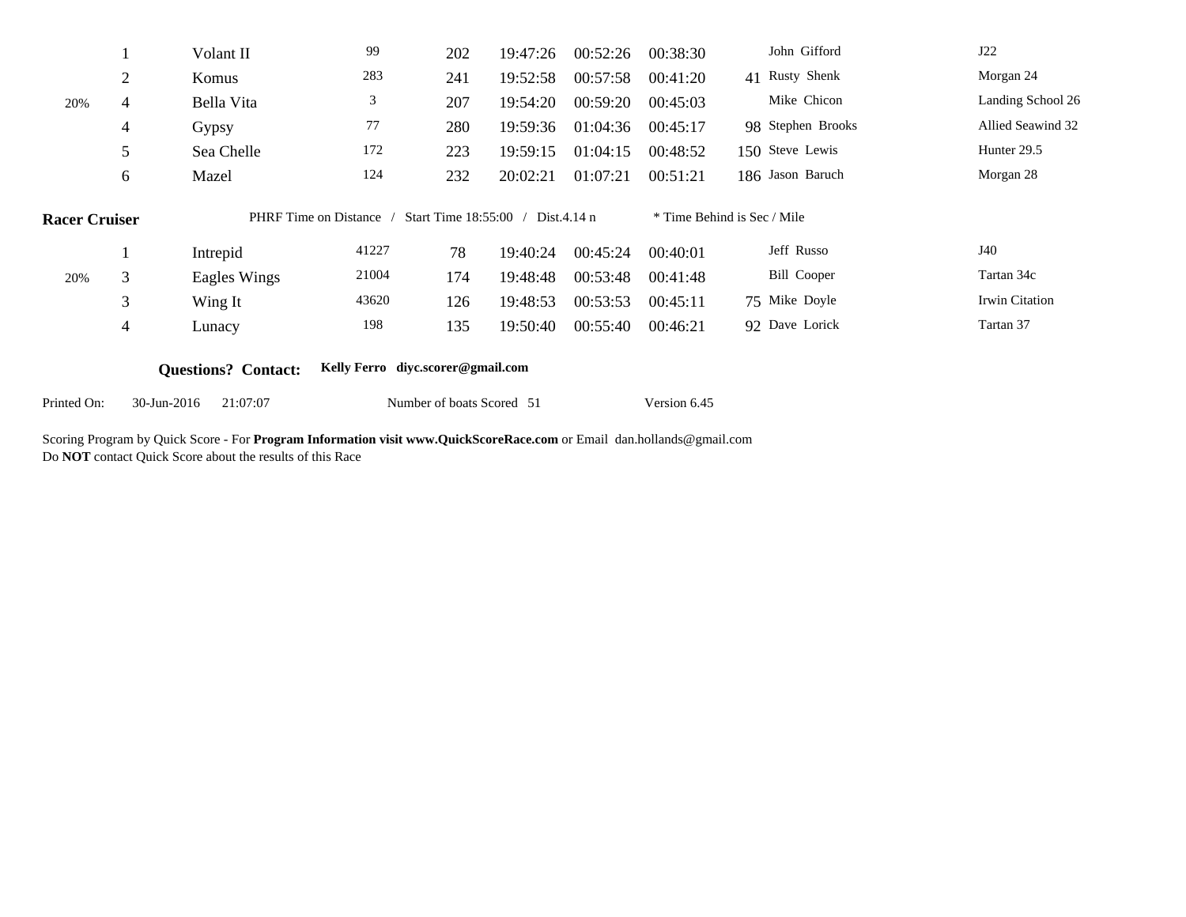| | | | | | | | | | | |
|---|---|---|---|---|---|---|---|---|---|---|
| | 1 | Volant II | 99 | 202 | 19:47:26 | 00:52:26 | 00:38:30 | | John Gifford | J22 |
| | 2 | Komus | 283 | 241 | 19:52:58 | 00:57:58 | 00:41:20 | 41 | Rusty Shenk | Morgan 24 |
| 20% | 4 | Bella Vita | 3 | 207 | 19:54:20 | 00:59:20 | 00:45:03 | | Mike Chicon | Landing School 26 |
| | 4 | Gypsy | 77 | 280 | 19:59:36 | 01:04:36 | 00:45:17 | 98 | Stephen Brooks | Allied Seawind 32 |
| | 5 | Sea Chelle | 172 | 223 | 19:59:15 | 01:04:15 | 00:48:52 | 150 | Steve Lewis | Hunter 29.5 |
| | 6 | Mazel | 124 | 232 | 20:02:21 | 01:07:21 | 00:51:21 | 186 | Jason Baruch | Morgan 28 |

**Racer Cruiser** PHRF Time on Distance / Start Time 18:55:00 / Dist.4.14 n * Time Behind is Sec / Mile

| | | | | | | | | | | |
|---|---|---|---|---|---|---|---|---|---|---|
| | 1 | Intrepid | 41227 | 78 | 19:40:24 | 00:45:24 | 00:40:01 | | Jeff Russo | J40 |
| 20% | 3 | Eagles Wings | 21004 | 174 | 19:48:48 | 00:53:48 | 00:41:48 | | Bill Cooper | Tartan 34c |
| | 3 | Wing It | 43620 | 126 | 19:48:53 | 00:53:53 | 00:45:11 | 75 | Mike Doyle | Irwin Citation |
| | 4 | Lunacy | 198 | 135 | 19:50:40 | 00:55:40 | 00:46:21 | 92 | Dave Lorick | Tartan 37 |

**Questions? Contact:** **Kelly Ferro diyc.scorer@gmail.com**

Printed On: 30-Jun-2016 21:07:07 Number of boats Scored 51 Version 6.45

Scoring Program by Quick Score - For **Program Information visit www.QuickScoreRace.com** or Email dan.hollands@gmail.com
Do **NOT** contact Quick Score about the results of this Race